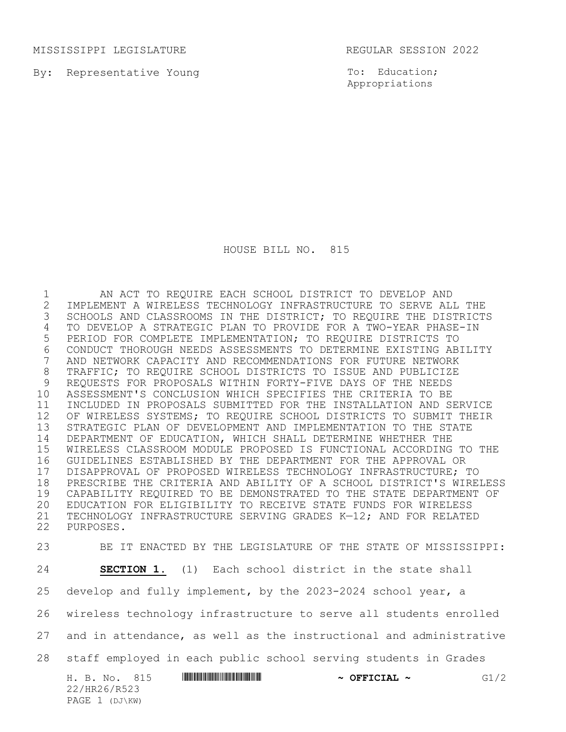MISSISSIPPI LEGISLATURE REGULAR SESSION 2022

By: Representative Young

To: Education; Appropriations

# HOUSE BILL NO. 815

AN ACT TO REQUIRE EACH SCHOOL DISTRICT TO DEVELOP AND IMPLEMENT A WIRELESS TECHNOLOGY INFRASTRUCTURE TO SERVE ALL THE SCHOOLS AND CLASSROOMS IN THE DISTRICT; TO REQUIRE THE DISTRICTS TO DEVELOP A STRATEGIC PLAN TO PROVIDE FOR A TWO-YEAR PHASE-IN PERIOD FOR COMPLETE IMPLEMENTATION; TO REQUIRE DISTRICTS TO CONDUCT THOROUGH NEEDS ASSESSMENTS TO DETERMINE EXISTING ABILITY AND NETWORK CAPACITY AND RECOMMENDATIONS FOR FUTURE NETWORK TRAFFIC; TO REQUIRE SCHOOL DISTRICTS TO ISSUE AND PUBLICIZE REQUESTS FOR PROPOSALS WITHIN FORTY-FIVE DAYS OF THE NEEDS ASSESSMENT'S CONCLUSION WHICH SPECIFIES THE CRITERIA TO BE INCLUDED IN PROPOSALS SUBMITTED FOR THE INSTALLATION AND SERVICE OF WIRELESS SYSTEMS; TO REQUIRE SCHOOL DISTRICTS TO SUBMIT THEIR STRATEGIC PLAN OF DEVELOPMENT AND IMPLEMENTATION TO THE STATE DEPARTMENT OF EDUCATION, WHICH SHALL DETERMINE WHETHER THE WIRELESS CLASSROOM MODULE PROPOSED IS FUNCTIONAL ACCORDING TO THE GUIDELINES ESTABLISHED BY THE DEPARTMENT FOR THE APPROVAL OR DISAPPROVAL OF PROPOSED WIRELESS TECHNOLOGY INFRASTRUCTURE; TO PRESCRIBE THE CRITERIA AND ABILITY OF A SCHOOL DISTRICT'S WIRELESS CAPABILITY REQUIRED TO BE DEMONSTRATED TO THE STATE DEPARTMENT OF EDUCATION FOR ELIGIBILITY TO RECEIVE STATE FUNDS FOR WIRELESS TECHNOLOGY INFRASTRUCTURE SERVING GRADES K—12; AND FOR RELATED PURPOSES.

BE IT ENACTED BY THE LEGISLATURE OF THE STATE OF MISSISSIPPI:

**SECTION 1.** (1) Each school district in the state shall develop and fully implement, by the 2023-2024 school year, a wireless technology infrastructure to serve all students enrolled and in attendance, as well as the instructional and administrative staff employed in each public school serving students in Grades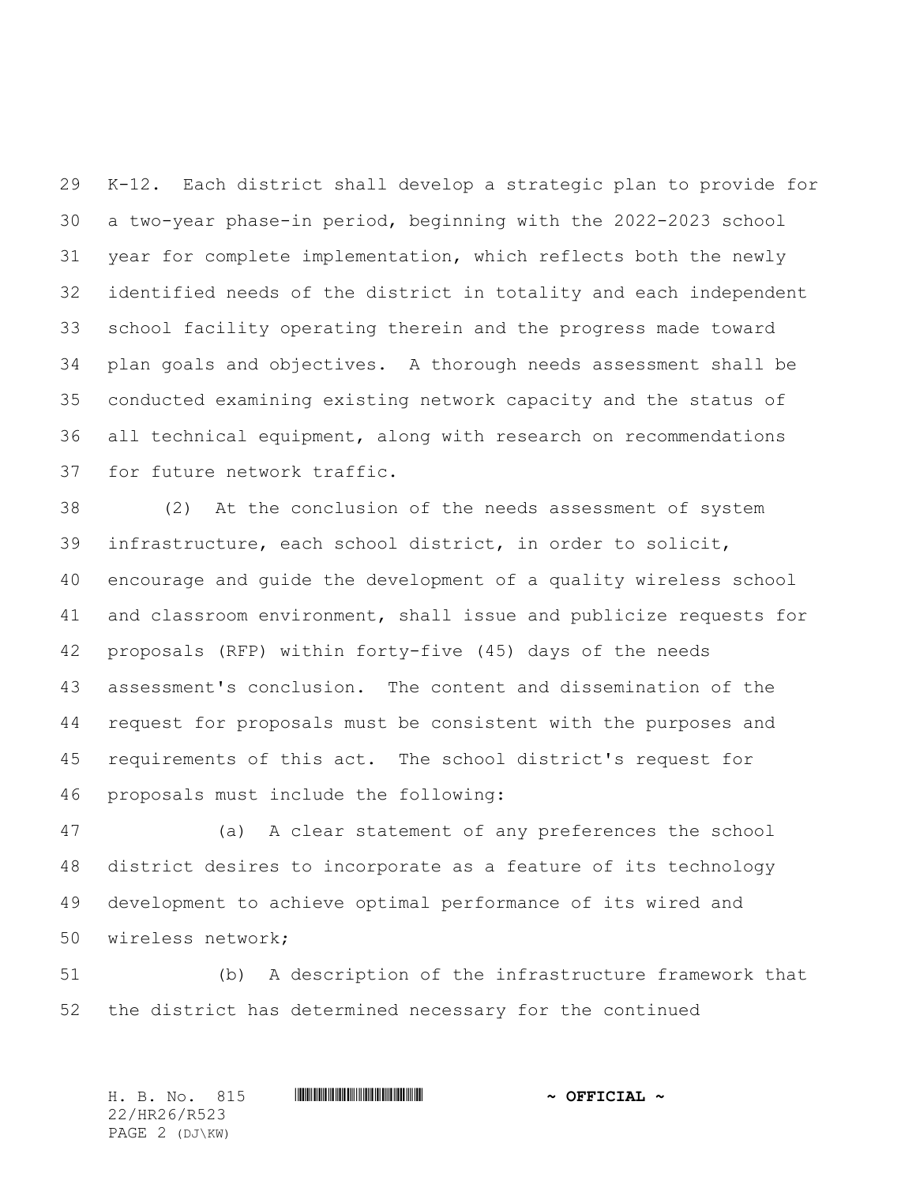K-12. Each district shall develop a strategic plan to provide for a two-year phase-in period, beginning with the 2022-2023 school year for complete implementation, which reflects both the newly identified needs of the district in totality and each independent school facility operating therein and the progress made toward plan goals and objectives. A thorough needs assessment shall be conducted examining existing network capacity and the status of all technical equipment, along with research on recommendations for future network traffic.

(2) At the conclusion of the needs assessment of system infrastructure, each school district, in order to solicit, encourage and guide the development of a quality wireless school and classroom environment, shall issue and publicize requests for proposals (RFP) within forty-five (45) days of the needs assessment's conclusion. The content and dissemination of the request for proposals must be consistent with the purposes and requirements of this act. The school district's request for proposals must include the following:

(a) A clear statement of any preferences the school district desires to incorporate as a feature of its technology development to achieve optimal performance of its wired and wireless network;

(b) A description of the infrastructure framework that the district has determined necessary for the continued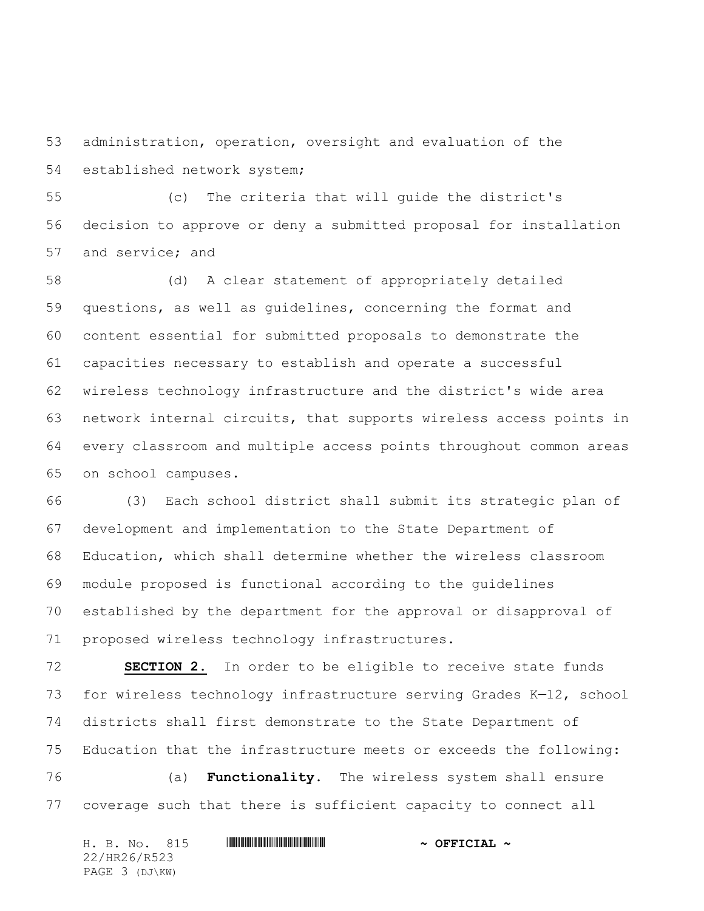administration, operation, oversight and evaluation of the established network system;

(c) The criteria that will guide the district's decision to approve or deny a submitted proposal for installation and service; and

(d) A clear statement of appropriately detailed questions, as well as guidelines, concerning the format and content essential for submitted proposals to demonstrate the capacities necessary to establish and operate a successful wireless technology infrastructure and the district's wide area network internal circuits, that supports wireless access points in every classroom and multiple access points throughout common areas on school campuses.

(3) Each school district shall submit its strategic plan of development and implementation to the State Department of Education, which shall determine whether the wireless classroom module proposed is functional according to the guidelines established by the department for the approval or disapproval of proposed wireless technology infrastructures.

**SECTION 2.** In order to be eligible to receive state funds for wireless technology infrastructure serving Grades K—12, school districts shall first demonstrate to the State Department of Education that the infrastructure meets or exceeds the following:

(a) **Functionality.** The wireless system shall ensure coverage such that there is sufficient capacity to connect all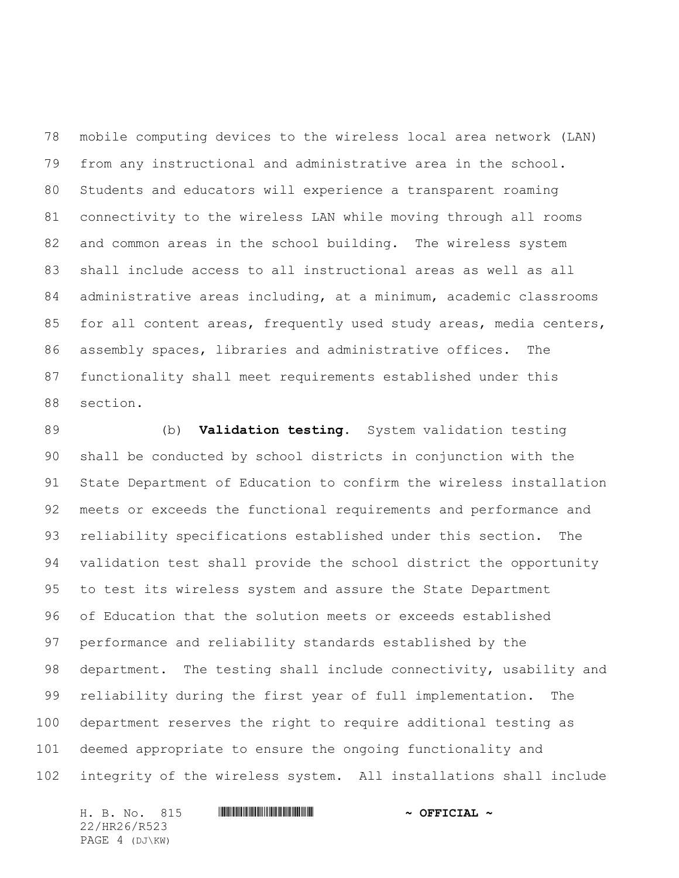mobile computing devices to the wireless local area network (LAN) from any instructional and administrative area in the school. Students and educators will experience a transparent roaming connectivity to the wireless LAN while moving through all rooms and common areas in the school building. The wireless system shall include access to all instructional areas as well as all administrative areas including, at a minimum, academic classrooms for all content areas, frequently used study areas, media centers, assembly spaces, libraries and administrative offices. The functionality shall meet requirements established under this section.

(b) **Validation testing.** System validation testing shall be conducted by school districts in conjunction with the State Department of Education to confirm the wireless installation meets or exceeds the functional requirements and performance and reliability specifications established under this section. The validation test shall provide the school district the opportunity to test its wireless system and assure the State Department of Education that the solution meets or exceeds established performance and reliability standards established by the department. The testing shall include connectivity, usability and reliability during the first year of full implementation. The department reserves the right to require additional testing as deemed appropriate to ensure the ongoing functionality and integrity of the wireless system. All installations shall include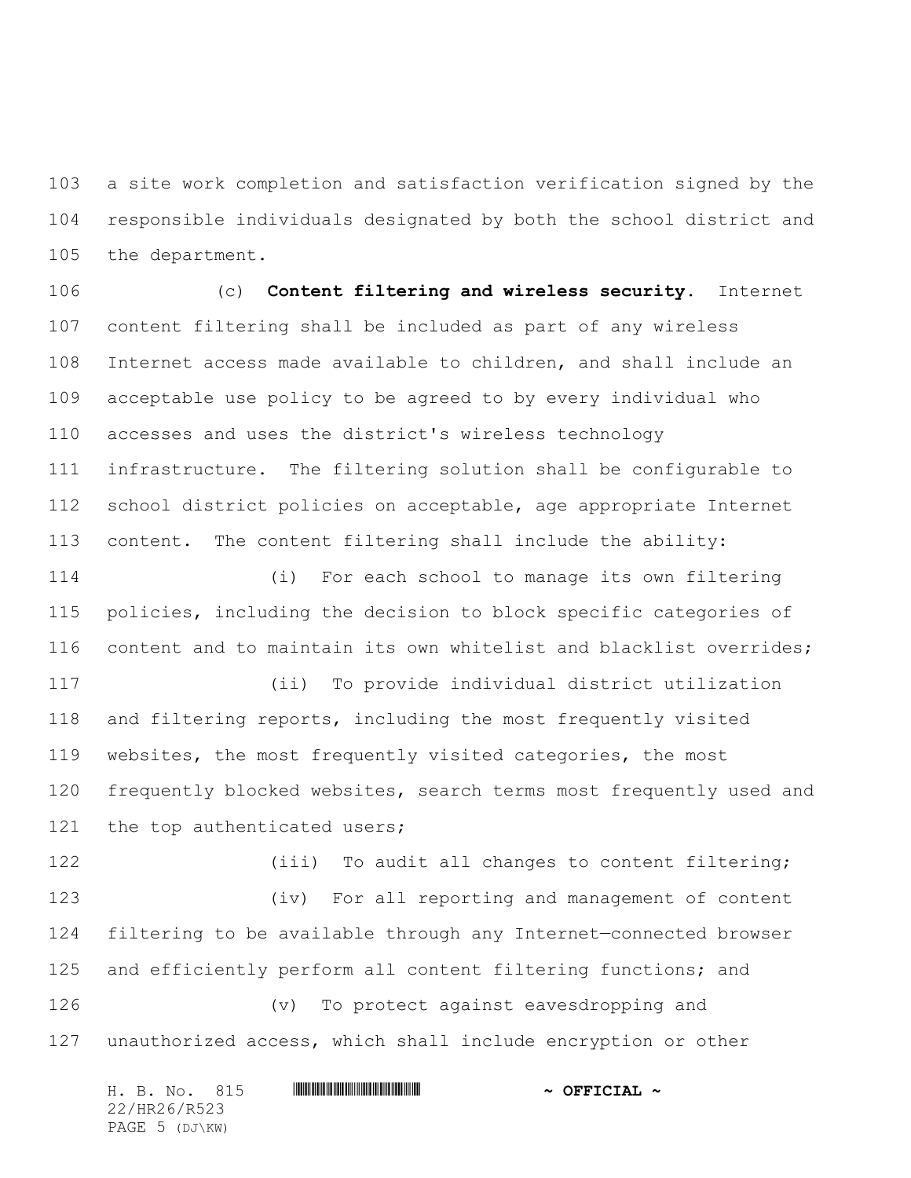a site work completion and satisfaction verification signed by the responsible individuals designated by both the school district and the department.

(c) **Content filtering and wireless security.** Internet content filtering shall be included as part of any wireless Internet access made available to children, and shall include an acceptable use policy to be agreed to by every individual who accesses and uses the district's wireless technology infrastructure. The filtering solution shall be configurable to school district policies on acceptable, age appropriate Internet content. The content filtering shall include the ability:

(i) For each school to manage its own filtering policies, including the decision to block specific categories of content and to maintain its own whitelist and blacklist overrides;

(ii) To provide individual district utilization and filtering reports, including the most frequently visited websites, the most frequently visited categories, the most frequently blocked websites, search terms most frequently used and the top authenticated users;

(iii) To audit all changes to content filtering;

(iv) For all reporting and management of content filtering to be available through any Internet—connected browser and efficiently perform all content filtering functions; and

(v) To protect against eavesdropping and unauthorized access, which shall include encryption or other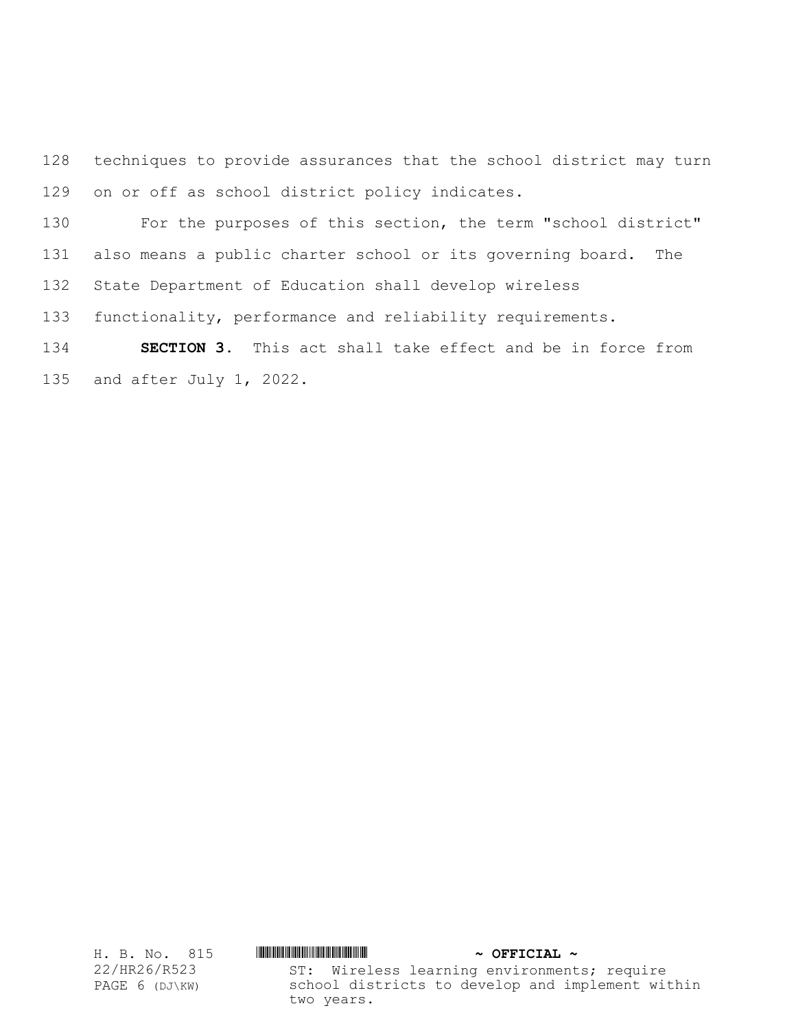techniques to provide assurances that the school district may turn on or off as school district policy indicates.

For the purposes of this section, the term "school district" also means a public charter school or its governing board. The State Department of Education shall develop wireless functionality, performance and reliability requirements.

**SECTION 3.** This act shall take effect and be in force from and after July 1, 2022.

H. B. No. 815 ~ OFFICIAL ~
22/HR26/R523
ST: Wireless learning environments; require school districts to develop and implement within two years.